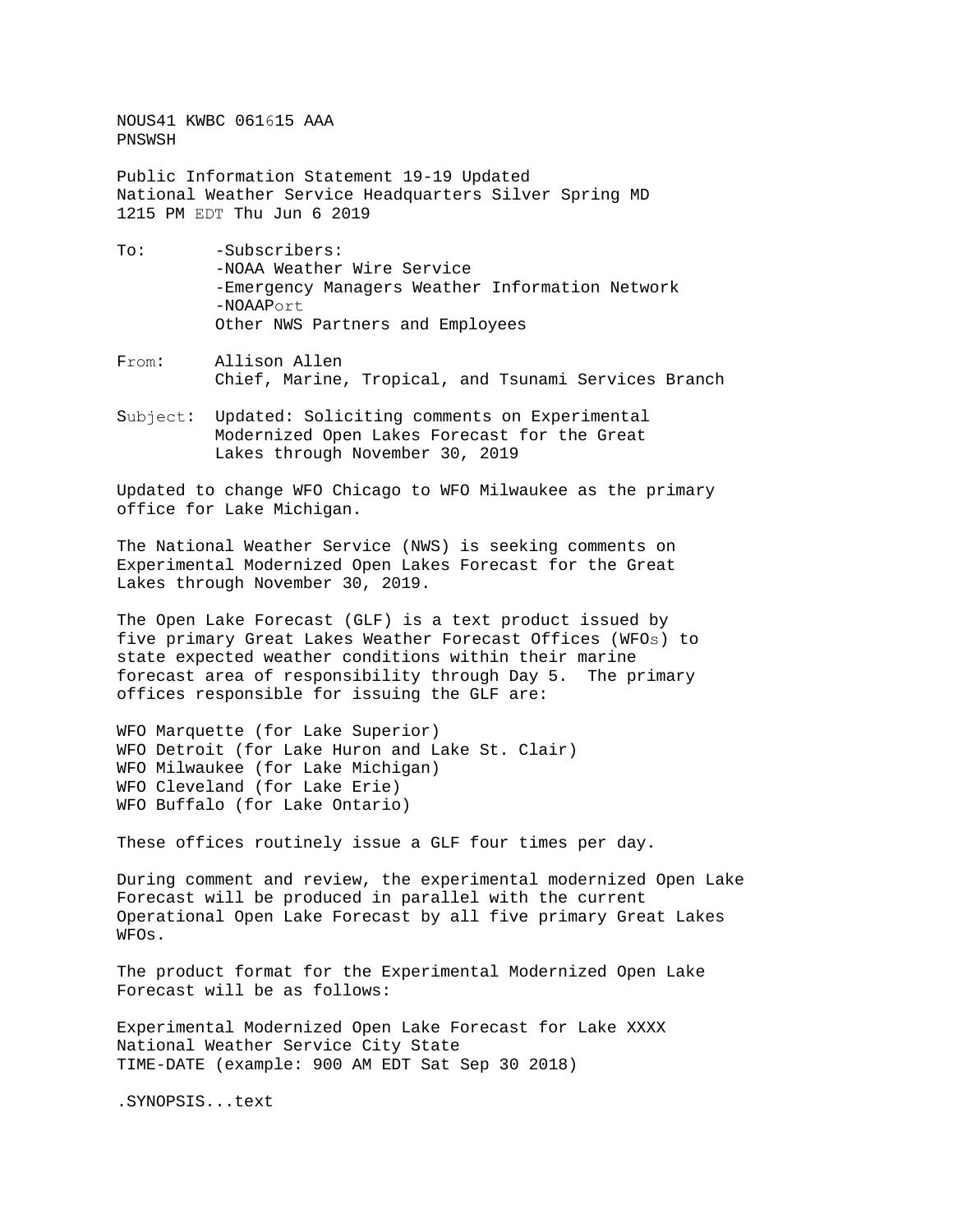NOUS41 KWBC 061615 AAA
PNSWSH

Public Information Statement 19-19 Updated
National Weather Service Headquarters Silver Spring MD
1215 PM EDT Thu Jun 6 2019

To: -Subscribers:
-NOAA Weather Wire Service
-Emergency Managers Weather Information Network
-NOAAPort
Other NWS Partners and Employees

From: Allison Allen
Chief, Marine, Tropical, and Tsunami Services Branch

Subject: Updated: Soliciting comments on Experimental Modernized Open Lakes Forecast for the Great Lakes through November 30, 2019

Updated to change WFO Chicago to WFO Milwaukee as the primary office for Lake Michigan.

The National Weather Service (NWS) is seeking comments on Experimental Modernized Open Lakes Forecast for the Great Lakes through November 30, 2019.

The Open Lake Forecast (GLF) is a text product issued by five primary Great Lakes Weather Forecast Offices (WFOs) to state expected weather conditions within their marine forecast area of responsibility through Day 5. The primary offices responsible for issuing the GLF are:

WFO Marquette (for Lake Superior)
WFO Detroit (for Lake Huron and Lake St. Clair)
WFO Milwaukee (for Lake Michigan)
WFO Cleveland (for Lake Erie)
WFO Buffalo (for Lake Ontario)

These offices routinely issue a GLF four times per day.

During comment and review, the experimental modernized Open Lake Forecast will be produced in parallel with the current Operational Open Lake Forecast by all five primary Great Lakes WFOs.

The product format for the Experimental Modernized Open Lake Forecast will be as follows:

Experimental Modernized Open Lake Forecast for Lake XXXX
National Weather Service City State
TIME-DATE (example: 900 AM EDT Sat Sep 30 2018)

.SYNOPSIS...text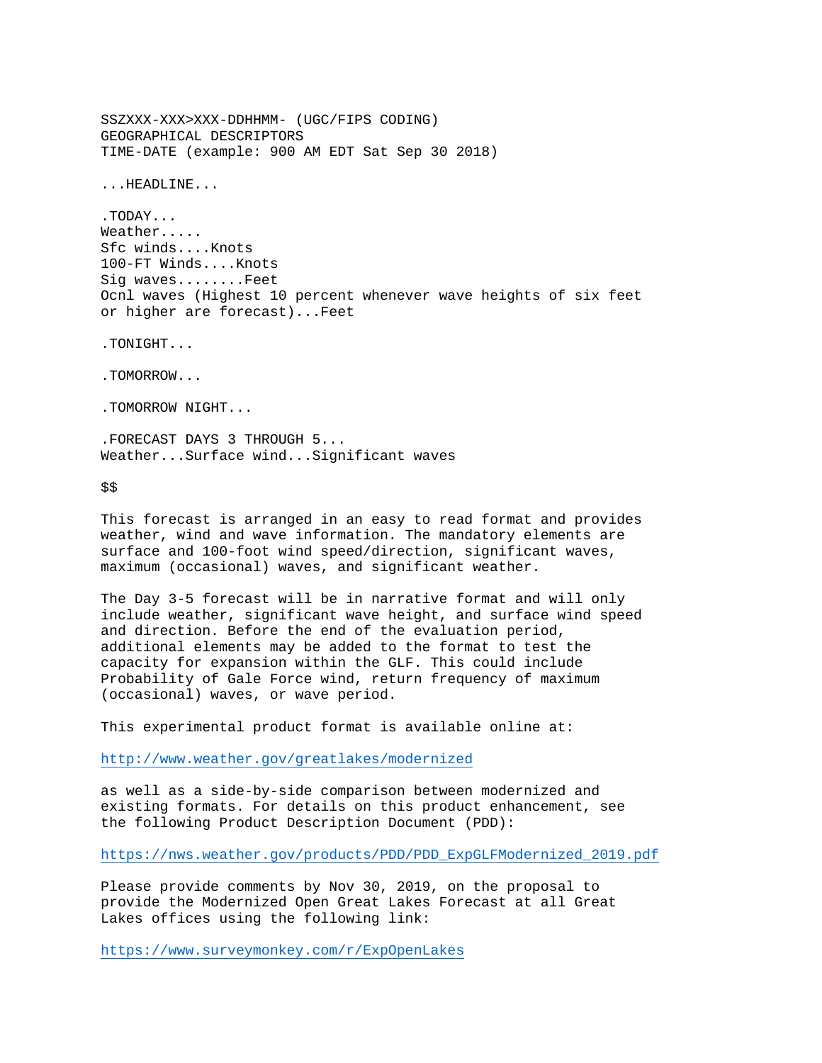```
SSZXXX-XXX>XXX-DDHHMM- (UGC/FIPS CODING)
GEOGRAPHICAL DESCRIPTORS
TIME-DATE (example: 900 AM EDT Sat Sep 30 2018)

...HEADLINE...

.TODAY...
Weather.....
Sfc winds....Knots
100-FT Winds....Knots
Sig waves........Feet
Ocnl waves (Highest 10 percent whenever wave heights of six feet
or higher are forecast)...Feet

.TONIGHT...

.TOMORROW...

.TOMORROW NIGHT...

.FORECAST DAYS 3 THROUGH 5...
Weather...Surface wind...Significant waves

$$
```

This forecast is arranged in an easy to read format and provides weather, wind and wave information. The mandatory elements are surface and 100-foot wind speed/direction, significant waves, maximum (occasional) waves, and significant weather.

The Day 3-5 forecast will be in narrative format and will only include weather, significant wave height, and surface wind speed and direction. Before the end of the evaluation period, additional elements may be added to the format to test the capacity for expansion within the GLF. This could include Probability of Gale Force wind, return frequency of maximum (occasional) waves, or wave period.

This experimental product format is available online at:

http://www.weather.gov/greatlakes/modernized

as well as a side-by-side comparison between modernized and existing formats. For details on this product enhancement, see the following Product Description Document (PDD):

https://nws.weather.gov/products/PDD/PDD_ExpGLFModernized_2019.pdf

Please provide comments by Nov 30, 2019, on the proposal to provide the Modernized Open Great Lakes Forecast at all Great Lakes offices using the following link:

https://www.surveymonkey.com/r/ExpOpenLakes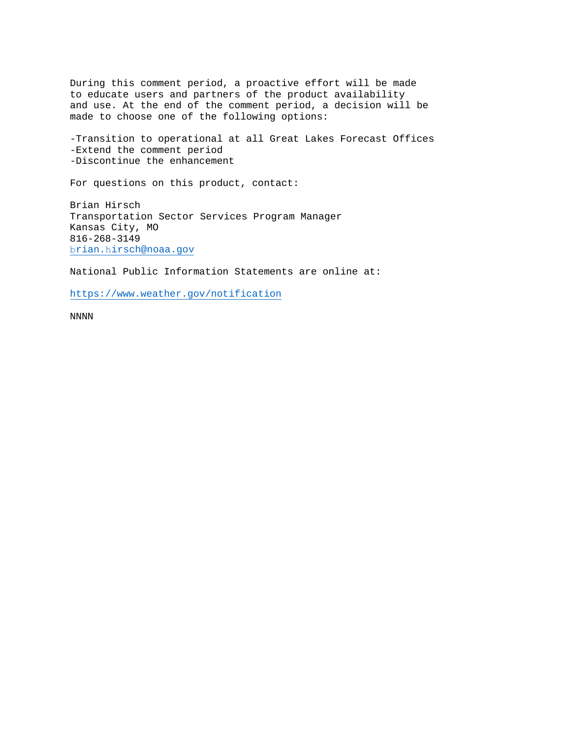During this comment period, a proactive effort will be made
to educate users and partners of the product availability
and use. At the end of the comment period, a decision will be
made to choose one of the following options:

-Transition to operational at all Great Lakes Forecast Offices
-Extend the comment period
-Discontinue the enhancement

For questions on this product, contact:

Brian Hirsch
Transportation Sector Services Program Manager
Kansas City, MO
816-268-3149
brian.hirsch@noaa.gov

National Public Information Statements are online at:

https://www.weather.gov/notification

NNNN